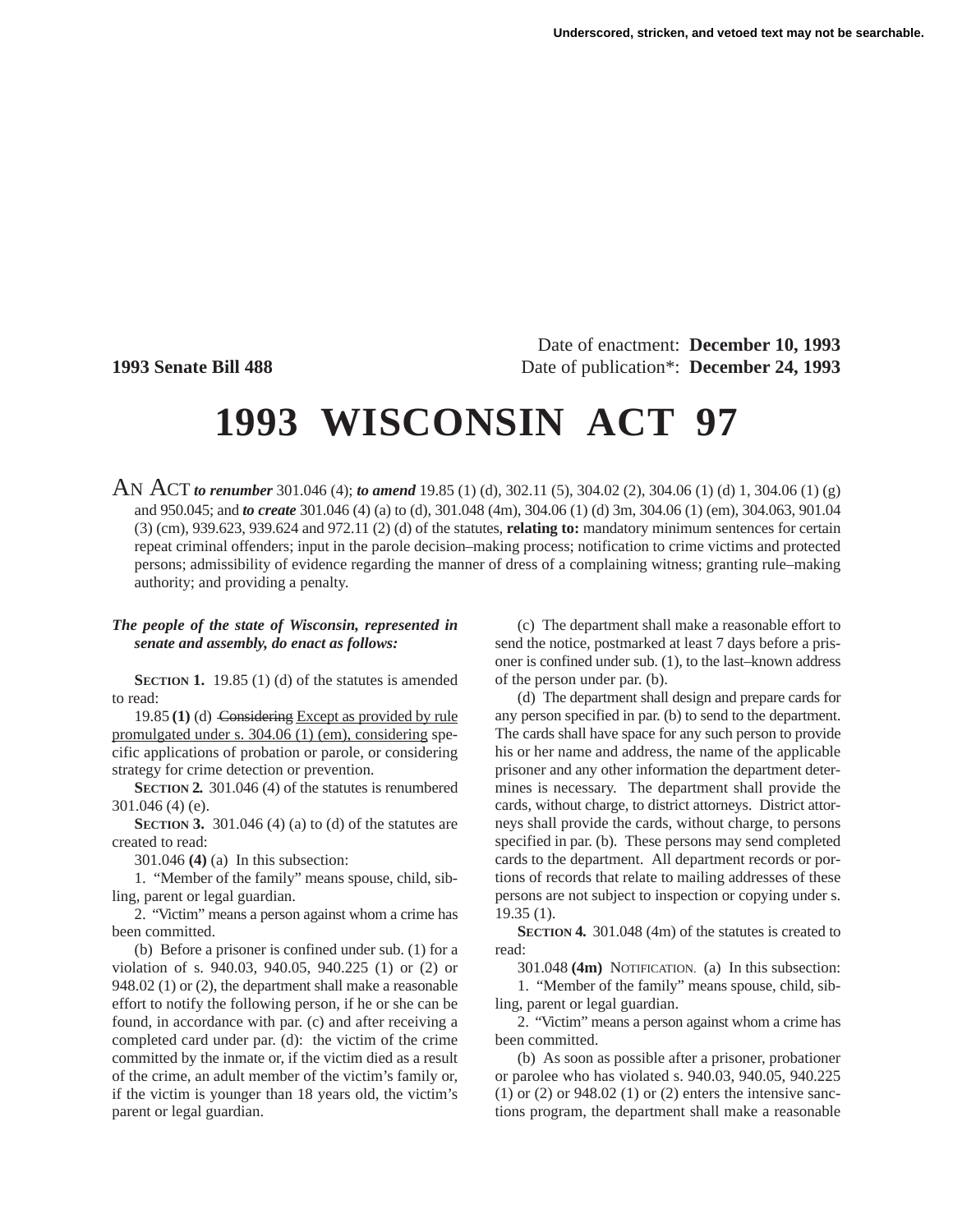Underscored, stricken, and vetoed text may not be searchable.

Date of enactment: **December 10, 1993**

**1993 Senate Bill 488** Date of publication*: **December 24, 1993**

# 1993 WISCONSIN ACT 97

AN ACT ***to renumber*** 301.046 (4); ***to amend*** 19.85 (1) (d), 302.11 (5), 304.02 (2), 304.06 (1) (d) 1, 304.06 (1) (g) and 950.045; and ***to create*** 301.046 (4) (a) to (d), 301.048 (4m), 304.06 (1) (d) 3m, 304.06 (1) (em), 304.063, 901.04 (3) (cm), 939.623, 939.624 and 972.11 (2) (d) of the statutes, **relating to:** mandatory minimum sentences for certain repeat criminal offenders; input in the parole decision–making process; notification to crime victims and protected persons; admissibility of evidence regarding the manner of dress of a complaining witness; granting rule–making authority; and providing a penalty.

***The people of the state of Wisconsin, represented in senate and assembly, do enact as follows:***

**SECTION 1.** 19.85 (1) (d) of the statutes is amended to read:

19.85 **(1)** (d) ~~Considering~~ Except as provided by rule promulgated under s. 304.06 (1) (em), considering specific applications of probation or parole, or considering strategy for crime detection or prevention.

**SECTION 2.** 301.046 (4) of the statutes is renumbered 301.046 (4) (e).

**SECTION 3.** 301.046 (4) (a) to (d) of the statutes are created to read:

301.046 **(4)** (a) In this subsection:

1. "Member of the family" means spouse, child, sibling, parent or legal guardian.

2. "Victim" means a person against whom a crime has been committed.

(b) Before a prisoner is confined under sub. (1) for a violation of s. 940.03, 940.05, 940.225 (1) or (2) or 948.02 (1) or (2), the department shall make a reasonable effort to notify the following person, if he or she can be found, in accordance with par. (c) and after receiving a completed card under par. (d): the victim of the crime committed by the inmate or, if the victim died as a result of the crime, an adult member of the victim's family or, if the victim is younger than 18 years old, the victim's parent or legal guardian.

(c) The department shall make a reasonable effort to send the notice, postmarked at least 7 days before a prisoner is confined under sub. (1), to the last–known address of the person under par. (b).

(d) The department shall design and prepare cards for any person specified in par. (b) to send to the department. The cards shall have space for any such person to provide his or her name and address, the name of the applicable prisoner and any other information the department determines is necessary. The department shall provide the cards, without charge, to district attorneys. District attorneys shall provide the cards, without charge, to persons specified in par. (b). These persons may send completed cards to the department. All department records or portions of records that relate to mailing addresses of these persons are not subject to inspection or copying under s. 19.35 (1).

**SECTION 4.** 301.048 (4m) of the statutes is created to read:

301.048 **(4m)** NOTIFICATION. (a) In this subsection:

1. "Member of the family" means spouse, child, sibling, parent or legal guardian.

2. "Victim" means a person against whom a crime has been committed.

(b) As soon as possible after a prisoner, probationer or parolee who has violated s. 940.03, 940.05, 940.225 (1) or (2) or 948.02 (1) or (2) enters the intensive sanctions program, the department shall make a reasonable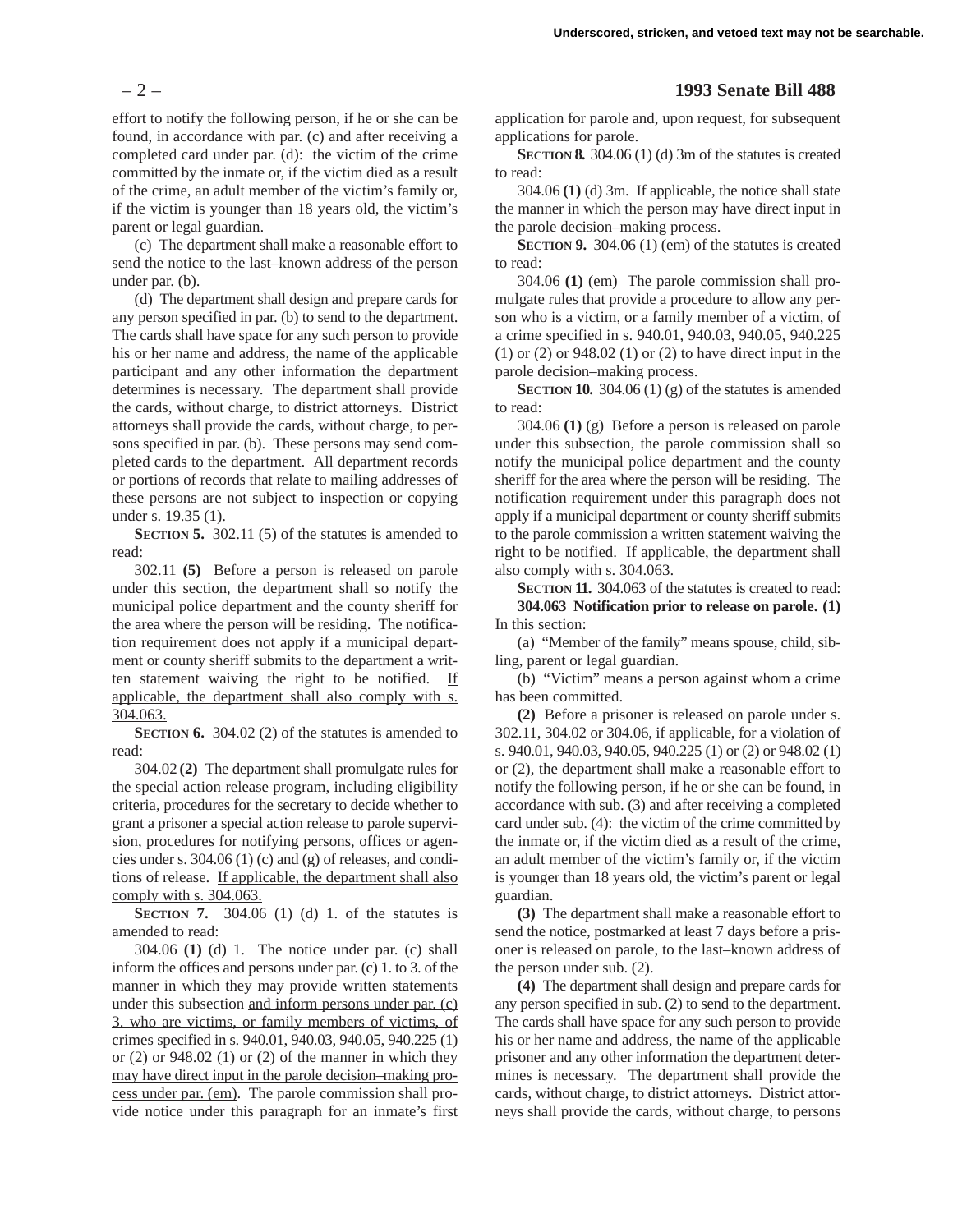effort to notify the following person, if he or she can be found, in accordance with par. (c) and after receiving a completed card under par. (d): the victim of the crime committed by the inmate or, if the victim died as a result of the crime, an adult member of the victim's family or, if the victim is younger than 18 years old, the victim's parent or legal guardian.

(c) The department shall make a reasonable effort to send the notice to the last–known address of the person under par. (b).

(d) The department shall design and prepare cards for any person specified in par. (b) to send to the department. The cards shall have space for any such person to provide his or her name and address, the name of the applicable participant and any other information the department determines is necessary. The department shall provide the cards, without charge, to district attorneys. District attorneys shall provide the cards, without charge, to persons specified in par. (b). These persons may send completed cards to the department. All department records or portions of records that relate to mailing addresses of these persons are not subject to inspection or copying under s. 19.35 (1).

**SECTION 5.** 302.11 (5) of the statutes is amended to read:

302.11 **(5)** Before a person is released on parole under this section, the department shall so notify the municipal police department and the county sheriff for the area where the person will be residing. The notification requirement does not apply if a municipal department or county sheriff submits to the department a written statement waiving the right to be notified. If applicable, the department shall also comply with s. 304.063.

**SECTION 6.** 304.02 (2) of the statutes is amended to read:

304.02 **(2)** The department shall promulgate rules for the special action release program, including eligibility criteria, procedures for the secretary to decide whether to grant a prisoner a special action release to parole supervision, procedures for notifying persons, offices or agencies under s. 304.06 (1) (c) and (g) of releases, and conditions of release. If applicable, the department shall also comply with s. 304.063.

**SECTION 7.** 304.06 (1) (d) 1. of the statutes is amended to read:

304.06 **(1)** (d) 1. The notice under par. (c) shall inform the offices and persons under par. (c) 1. to 3. of the manner in which they may provide written statements under this subsection and inform persons under par. (c) 3. who are victims, or family members of victims, of crimes specified in s. 940.01, 940.03, 940.05, 940.225 (1) or (2) or 948.02 (1) or (2) of the manner in which they may have direct input in the parole decision–making process under par. (em). The parole commission shall provide notice under this paragraph for an inmate's first application for parole and, upon request, for subsequent applications for parole.

**SECTION 8.** 304.06 (1) (d) 3m of the statutes is created to read:

304.06 **(1)** (d) 3m. If applicable, the notice shall state the manner in which the person may have direct input in the parole decision–making process.

**SECTION 9.** 304.06 (1) (em) of the statutes is created to read:

304.06 **(1)** (em) The parole commission shall promulgate rules that provide a procedure to allow any person who is a victim, or a family member of a victim, of a crime specified in s. 940.01, 940.03, 940.05, 940.225 (1) or (2) or 948.02 (1) or (2) to have direct input in the parole decision–making process.

**SECTION 10.** 304.06 (1) (g) of the statutes is amended to read:

304.06 **(1)** (g) Before a person is released on parole under this subsection, the parole commission shall so notify the municipal police department and the county sheriff for the area where the person will be residing. The notification requirement under this paragraph does not apply if a municipal department or county sheriff submits to the parole commission a written statement waiving the right to be notified. If applicable, the department shall also comply with s. 304.063.

**SECTION 11.** 304.063 of the statutes is created to read:

**304.063 Notification prior to release on parole. (1)** In this section:

(a) "Member of the family" means spouse, child, sibling, parent or legal guardian.

(b) "Victim" means a person against whom a crime has been committed.

**(2)** Before a prisoner is released on parole under s. 302.11, 304.02 or 304.06, if applicable, for a violation of s. 940.01, 940.03, 940.05, 940.225 (1) or (2) or 948.02 (1) or (2), the department shall make a reasonable effort to notify the following person, if he or she can be found, in accordance with sub. (3) and after receiving a completed card under sub. (4): the victim of the crime committed by the inmate or, if the victim died as a result of the crime, an adult member of the victim's family or, if the victim is younger than 18 years old, the victim's parent or legal guardian.

**(3)** The department shall make a reasonable effort to send the notice, postmarked at least 7 days before a prisoner is released on parole, to the last–known address of the person under sub. (2).

**(4)** The department shall design and prepare cards for any person specified in sub. (2) to send to the department. The cards shall have space for any such person to provide his or her name and address, the name of the applicable prisoner and any other information the department determines is necessary. The department shall provide the cards, without charge, to district attorneys. District attorneys shall provide the cards, without charge, to persons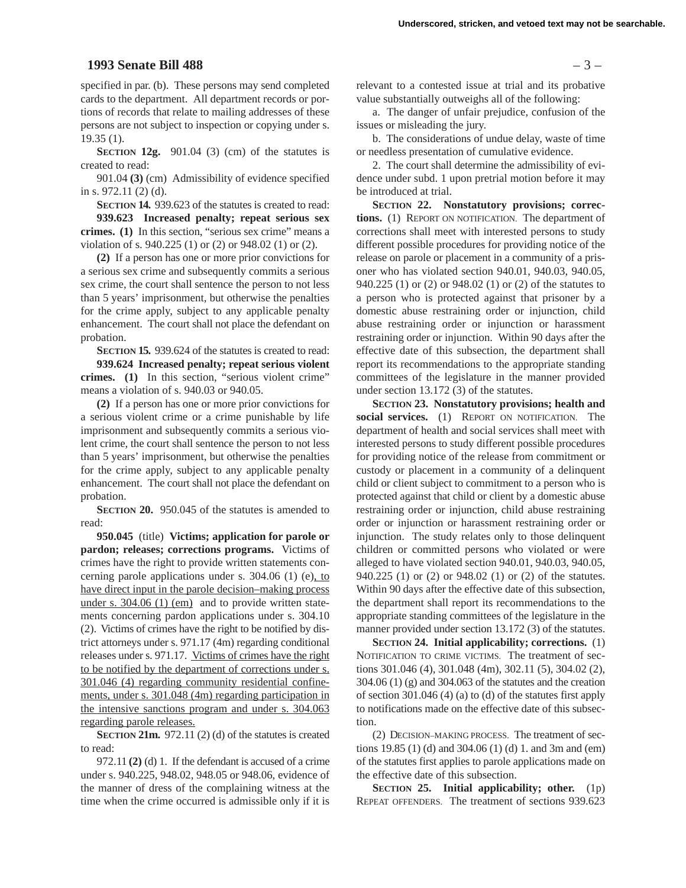specified in par. (b). These persons may send completed cards to the department. All department records or portions of records that relate to mailing addresses of these persons are not subject to inspection or copying under s. 19.35 (1).

**SECTION 12g.** 901.04 (3) (cm) of the statutes is created to read:

901.04 **(3)** (cm) Admissibility of evidence specified in s. 972.11 (2) (d).

**SECTION 14.** 939.623 of the statutes is created to read:

**939.623 Increased penalty; repeat serious sex crimes. (1)** In this section, "serious sex crime" means a violation of s. 940.225 (1) or (2) or 948.02 (1) or (2).

**(2)** If a person has one or more prior convictions for a serious sex crime and subsequently commits a serious sex crime, the court shall sentence the person to not less than 5 years' imprisonment, but otherwise the penalties for the crime apply, subject to any applicable penalty enhancement. The court shall not place the defendant on probation.

**SECTION 15.** 939.624 of the statutes is created to read:

**939.624 Increased penalty; repeat serious violent crimes. (1)** In this section, "serious violent crime" means a violation of s. 940.03 or 940.05.

**(2)** If a person has one or more prior convictions for a serious violent crime or a crime punishable by life imprisonment and subsequently commits a serious violent crime, the court shall sentence the person to not less than 5 years' imprisonment, but otherwise the penalties for the crime apply, subject to any applicable penalty enhancement. The court shall not place the defendant on probation.

**SECTION 20.** 950.045 of the statutes is amended to read:

**950.045** (title) **Victims; application for parole or pardon; releases; corrections programs.** Victims of crimes have the right to provide written statements concerning parole applications under s. 304.06 (1) (e), to have direct input in the parole decision–making process under s. 304.06 (1) (em) and to provide written statements concerning pardon applications under s. 304.10 (2). Victims of crimes have the right to be notified by district attorneys under s. 971.17 (4m) regarding conditional releases under s. 971.17. Victims of crimes have the right to be notified by the department of corrections under s. 301.046 (4) regarding community residential confinements, under s. 301.048 (4m) regarding participation in the intensive sanctions program and under s. 304.063 regarding parole releases.

**SECTION 21m.** 972.11 (2) (d) of the statutes is created to read:

972.11 **(2)** (d) 1. If the defendant is accused of a crime under s. 940.225, 948.02, 948.05 or 948.06, evidence of the manner of dress of the complaining witness at the time when the crime occurred is admissible only if it is relevant to a contested issue at trial and its probative value substantially outweighs all of the following:

a. The danger of unfair prejudice, confusion of the issues or misleading the jury.

b. The considerations of undue delay, waste of time or needless presentation of cumulative evidence.

2. The court shall determine the admissibility of evidence under subd. 1 upon pretrial motion before it may be introduced at trial.

**SECTION 22. Nonstatutory provisions; corrections.** (1) REPORT ON NOTIFICATION. The department of corrections shall meet with interested persons to study different possible procedures for providing notice of the release on parole or placement in a community of a prisoner who has violated section 940.01, 940.03, 940.05, 940.225 (1) or (2) or 948.02 (1) or (2) of the statutes to a person who is protected against that prisoner by a domestic abuse restraining order or injunction, child abuse restraining order or injunction or harassment restraining order or injunction. Within 90 days after the effective date of this subsection, the department shall report its recommendations to the appropriate standing committees of the legislature in the manner provided under section 13.172 (3) of the statutes.

**SECTION 23. Nonstatutory provisions; health and social services.** (1) REPORT ON NOTIFICATION. The department of health and social services shall meet with interested persons to study different possible procedures for providing notice of the release from commitment or custody or placement in a community of a delinquent child or client subject to commitment to a person who is protected against that child or client by a domestic abuse restraining order or injunction, child abuse restraining order or injunction or harassment restraining order or injunction. The study relates only to those delinquent children or committed persons who violated or were alleged to have violated section 940.01, 940.03, 940.05, 940.225 (1) or (2) or 948.02 (1) or (2) of the statutes. Within 90 days after the effective date of this subsection, the department shall report its recommendations to the appropriate standing committees of the legislature in the manner provided under section 13.172 (3) of the statutes.

**SECTION 24. Initial applicability; corrections.** (1) NOTIFICATION TO CRIME VICTIMS. The treatment of sections 301.046 (4), 301.048 (4m), 302.11 (5), 304.02 (2), 304.06 (1) (g) and 304.063 of the statutes and the creation of section 301.046 (4) (a) to (d) of the statutes first apply to notifications made on the effective date of this subsection.

(2) DECISION–MAKING PROCESS. The treatment of sections 19.85 (1) (d) and 304.06 (1) (d) 1. and 3m and (em) of the statutes first applies to parole applications made on the effective date of this subsection.

**SECTION 25. Initial applicability; other.** (1p) REPEAT OFFENDERS. The treatment of sections 939.623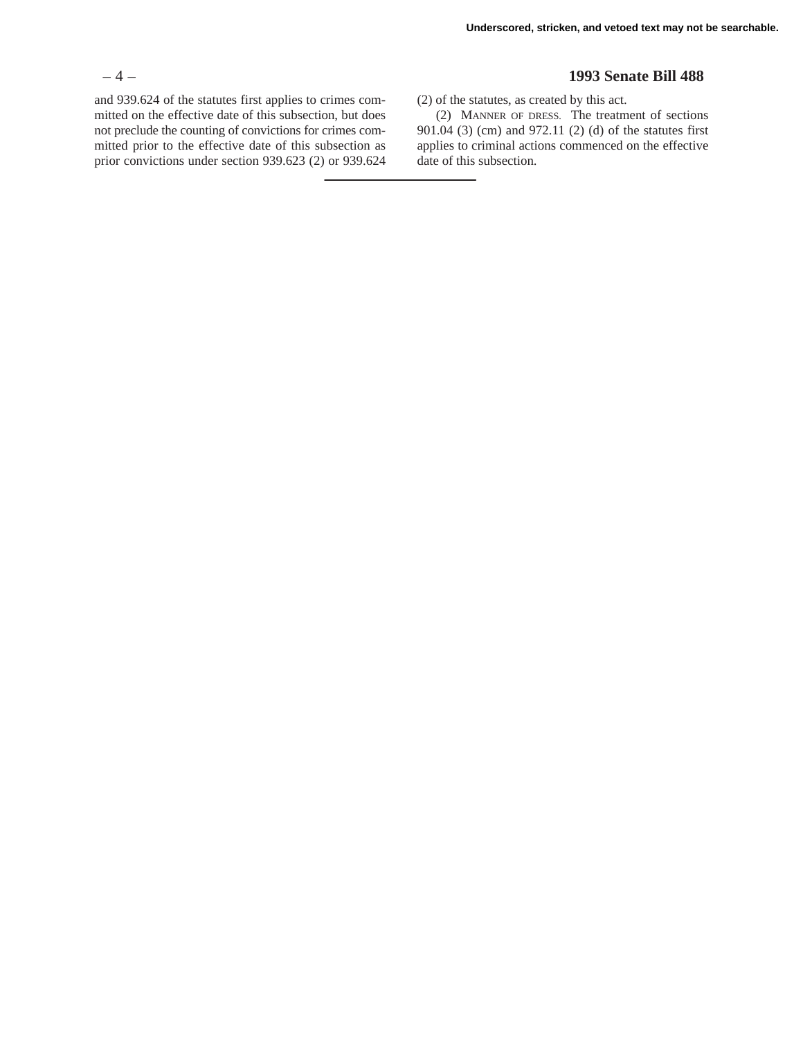and 939.624 of the statutes first applies to crimes committed on the effective date of this subsection, but does not preclude the counting of convictions for crimes committed prior to the effective date of this subsection as prior convictions under section 939.623 (2) or 939.624 (2) of the statutes, as created by this act.

(2) MANNER OF DRESS. The treatment of sections 901.04 (3) (cm) and 972.11 (2) (d) of the statutes first applies to criminal actions commenced on the effective date of this subsection.